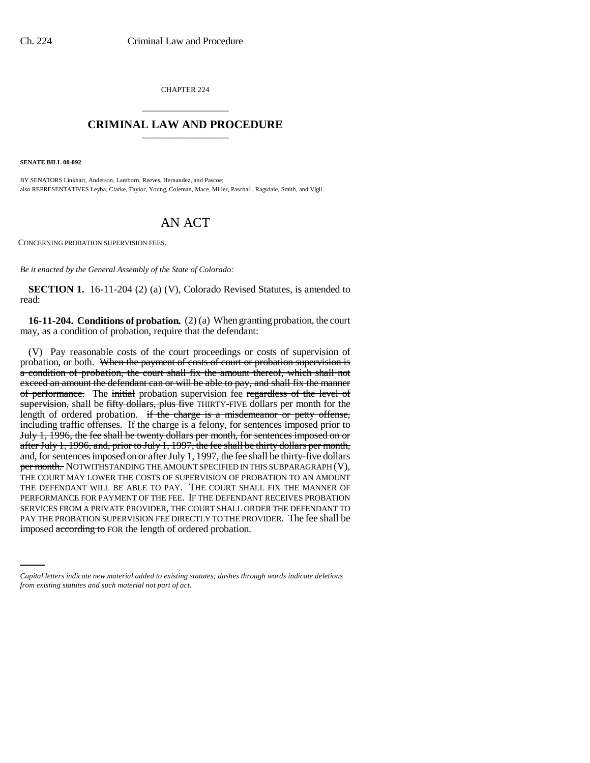CHAPTER 224

# CRIMINAL LAW AND PROCEDURE

**SENATE BILL 00-092**

BY SENATORS Linkhart, Anderson, Lamborn, Reeves, Hernandez, and Pascoe;
also REPRESENTATIVES Leyba, Clarke, Taylor, Young, Coleman, Mace, Miller, Paschall, Ragsdale, Smith, and Vigil.

# AN ACT

CONCERNING PROBATION SUPERVISION FEES.

*Be it enacted by the General Assembly of the State of Colorado:*

**SECTION 1.** 16-11-204 (2) (a) (V), Colorado Revised Statutes, is amended to read:

**16-11-204. Conditions of probation.** (2) (a) When granting probation, the court may, as a condition of probation, require that the defendant:

(V) Pay reasonable costs of the court proceedings or costs of supervision of probation, or both. ~~When the payment of costs of court or probation supervision is a condition of probation, the court shall fix the amount thereof, which shall not exceed an amount the defendant can or will be able to pay, and shall fix the manner of performance.~~ The ~~initial~~ probation supervision fee ~~regardless of the level of supervision,~~ shall be ~~fifty dollars, plus five~~ THIRTY-FIVE dollars per month for the length of ordered probation. ~~if the charge is a misdemeanor or petty offense, including traffic offenses. If the charge is a felony, for sentences imposed prior to July 1, 1996, the fee shall be twenty dollars per month, for sentences imposed on or after July 1, 1996, and, prior to July 1, 1997, the fee shall be thirty dollars per month, and, for sentences imposed on or after July 1, 1997, the fee shall be thirty-five dollars per month.~~ NOTWITHSTANDING THE AMOUNT SPECIFIED IN THIS SUBPARAGRAPH (V), THE COURT MAY LOWER THE COSTS OF SUPERVISION OF PROBATION TO AN AMOUNT THE DEFENDANT WILL BE ABLE TO PAY. THE COURT SHALL FIX THE MANNER OF PERFORMANCE FOR PAYMENT OF THE FEE. IF THE DEFENDANT RECEIVES PROBATION SERVICES FROM A PRIVATE PROVIDER, THE COURT SHALL ORDER THE DEFENDANT TO PAY THE PROBATION SUPERVISION FEE DIRECTLY TO THE PROVIDER. The fee shall be imposed ~~according to~~ FOR the length of ordered probation.

*Capital letters indicate new material added to existing statutes; dashes through words indicate deletions from existing statutes and such material not part of act.*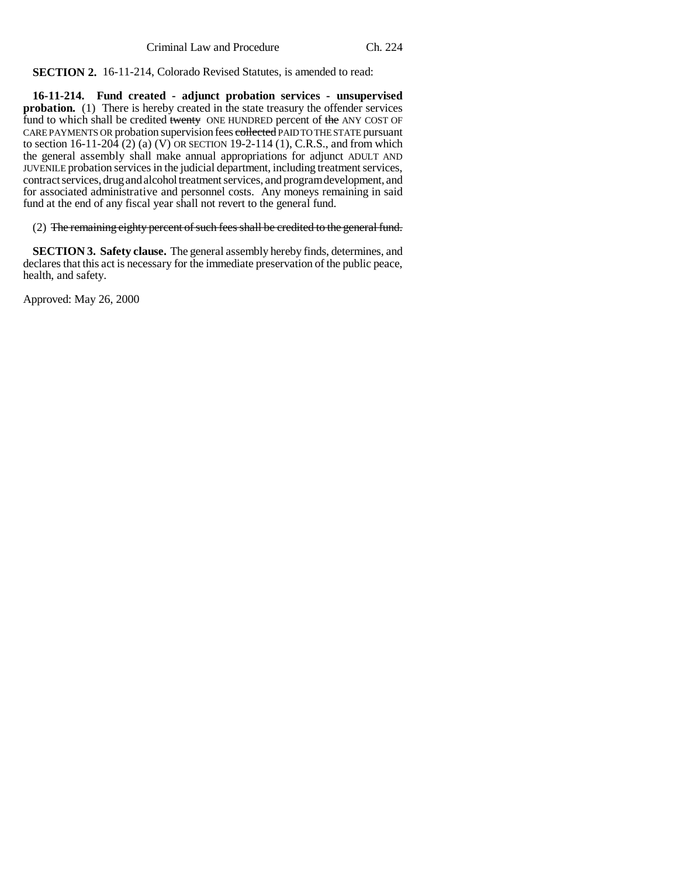**SECTION 2.** 16-11-214, Colorado Revised Statutes, is amended to read:

**16-11-214. Fund created - adjunct probation services - unsupervised probation.** (1) There is hereby created in the state treasury the offender services fund to which shall be credited ~~twenty~~ ONE HUNDRED percent of ~~the~~ ANY COST OF CARE PAYMENTS OR probation supervision fees ~~collected~~ PAID TO THE STATE pursuant to section 16-11-204 (2) (a) (V) OR SECTION 19-2-114 (1), C.R.S., and from which the general assembly shall make annual appropriations for adjunct ADULT AND JUVENILE probation services in the judicial department, including treatment services, contract services, drug and alcohol treatment services, and program development, and for associated administrative and personnel costs. Any moneys remaining in said fund at the end of any fiscal year shall not revert to the general fund.

(2) ~~The remaining eighty percent of such fees shall be credited to the general fund.~~

**SECTION 3. Safety clause.** The general assembly hereby finds, determines, and declares that this act is necessary for the immediate preservation of the public peace, health, and safety.

Approved: May 26, 2000